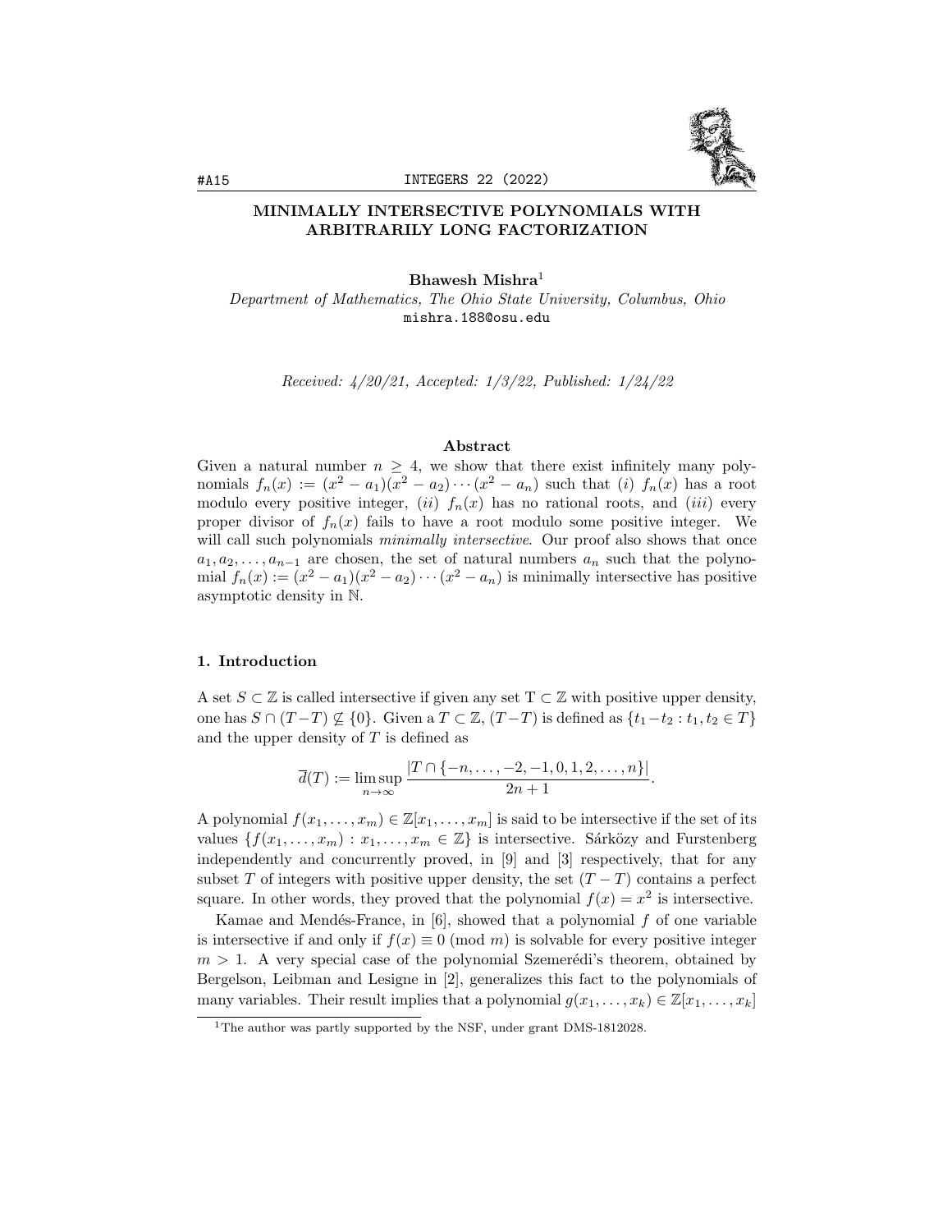# MINIMALLY INTERSECTIVE POLYNOMIALS WITH ARBITRARILY LONG FACTORIZATION

**Bhawesh Mishra**[1]

*Department of Mathematics, The Ohio State University, Columbus, Ohio*
mishra.188@osu.edu

*Received: 4/20/21, Accepted: 1/3/22, Published: 1/24/22*

### Abstract

Given a natural number $n \geq 4$, we show that there exist infinitely many polynomials $f_n(x) := (x^2 - a_1)(x^2 - a_2)\cdots(x^2 - a_n)$ such that $(i)$ $f_n(x)$ has a root modulo every positive integer, $(ii)$ $f_n(x)$ has no rational roots, and $(iii)$ every proper divisor of $f_n(x)$ fails to have a root modulo some positive integer. We will call such polynomials *minimally intersective*. Our proof also shows that once $a_1, a_2, \ldots, a_{n-1}$ are chosen, the set of natural numbers $a_n$ such that the polynomial $f_n(x) := (x^2 - a_1)(x^2 - a_2)\cdots(x^2 - a_n)$ is minimally intersective has positive asymptotic density in $\mathbb{N}$.

## 1. Introduction

A set $S \subset \mathbb{Z}$ is called intersective if given any set $T \subset \mathbb{Z}$ with positive upper density, one has $S \cap (T - T) \not\subseteq \{0\}$. Given a $T \subset \mathbb{Z}$, $(T - T)$ is defined as $\{t_1 - t_2 : t_1, t_2 \in T\}$ and the upper density of $T$ is defined as

$$\overline{d}(T) := \limsup_{n \to \infty} \frac{|T \cap \{-n, \ldots, -2, -1, 0, 1, 2, \ldots, n\}|}{2n + 1}.$$

A polynomial $f(x_1, \ldots, x_m) \in \mathbb{Z}[x_1, \ldots, x_m]$ is said to be intersective if the set of its values $\{f(x_1, \ldots, x_m) : x_1, \ldots, x_m \in \mathbb{Z}\}$ is intersective. Sárközy and Furstenberg independently and concurrently proved, in [9] and [3] respectively, that for any subset $T$ of integers with positive upper density, the set $(T - T)$ contains a perfect square. In other words, they proved that the polynomial $f(x) = x^2$ is intersective.

Kamae and Mendés-France, in [6], showed that a polynomial $f$ of one variable is intersective if and only if $f(x) \equiv 0 \pmod{m}$ is solvable for every positive integer $m > 1$. A very special case of the polynomial Szemerédi's theorem, obtained by Bergelson, Leibman and Lesigne in [2], generalizes this fact to the polynomials of many variables. Their result implies that a polynomial $g(x_1, \ldots, x_k) \in \mathbb{Z}[x_1, \ldots, x_k]$

[1] The author was partly supported by the NSF, under grant DMS-1812028.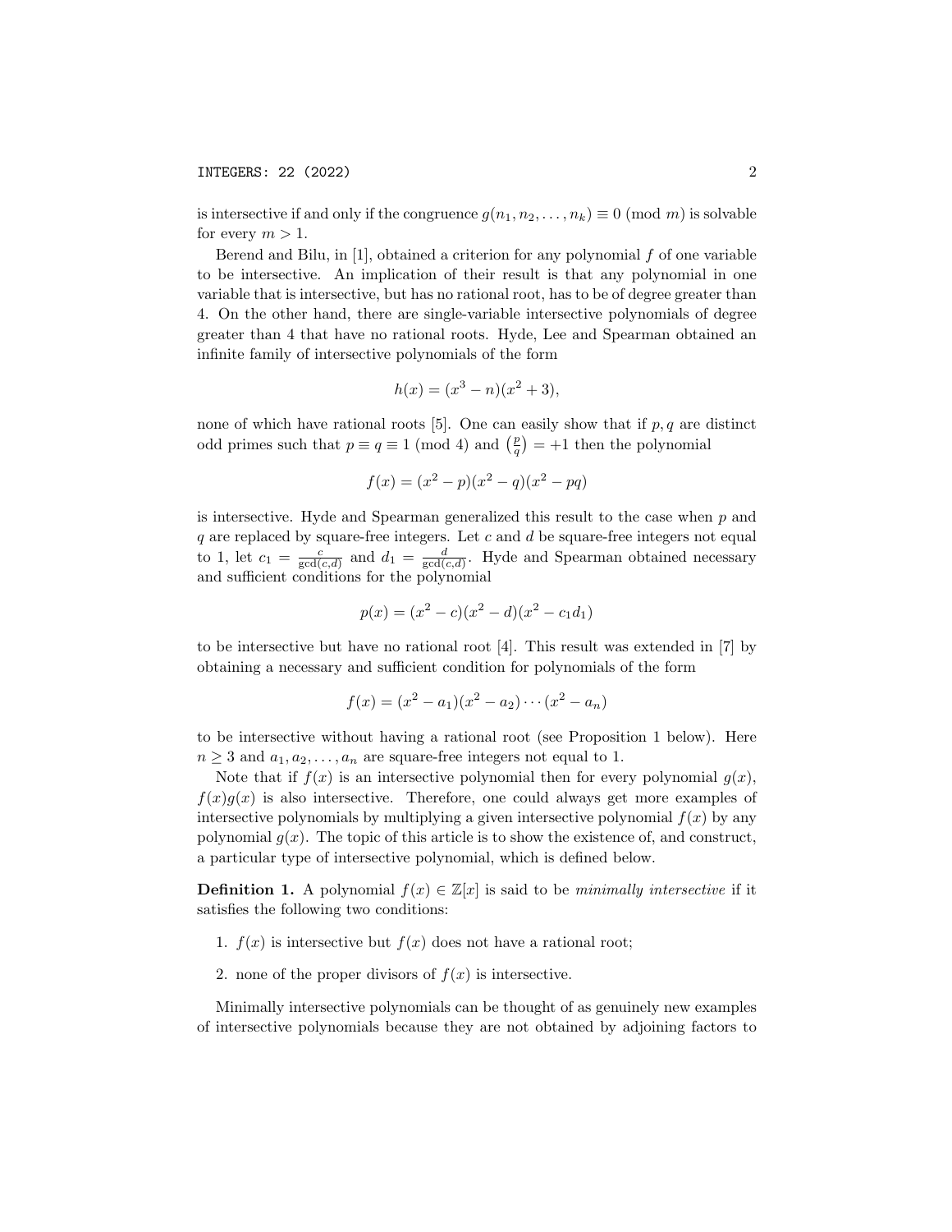is intersective if and only if the congruence $g(n_1, n_2, \ldots, n_k) \equiv 0 \pmod{m}$ is solvable for every $m > 1$.

Berend and Bilu, in [1], obtained a criterion for any polynomial $f$ of one variable to be intersective. An implication of their result is that any polynomial in one variable that is intersective, but has no rational root, has to be of degree greater than 4. On the other hand, there are single-variable intersective polynomials of degree greater than 4 that have no rational roots. Hyde, Lee and Spearman obtained an infinite family of intersective polynomials of the form

$$h(x) = (x^3 - n)(x^2 + 3),$$

none of which have rational roots [5]. One can easily show that if $p, q$ are distinct odd primes such that $p \equiv q \equiv 1 \pmod{4}$ and $\left(\frac{p}{q}\right) = +1$ then the polynomial

$$f(x) = (x^2 - p)(x^2 - q)(x^2 - pq)$$

is intersective. Hyde and Spearman generalized this result to the case when $p$ and $q$ are replaced by square-free integers. Let $c$ and $d$ be square-free integers not equal to 1, let $c_1 = \frac{c}{\gcd(c,d)}$ and $d_1 = \frac{d}{\gcd(c,d)}$. Hyde and Spearman obtained necessary and sufficient conditions for the polynomial

$$p(x) = (x^2 - c)(x^2 - d)(x^2 - c_1 d_1)$$

to be intersective but have no rational root [4]. This result was extended in [7] by obtaining a necessary and sufficient condition for polynomials of the form

$$f(x) = (x^2 - a_1)(x^2 - a_2) \cdots (x^2 - a_n)$$

to be intersective without having a rational root (see Proposition 1 below). Here $n \geq 3$ and $a_1, a_2, \ldots, a_n$ are square-free integers not equal to 1.

Note that if $f(x)$ is an intersective polynomial then for every polynomial $g(x)$, $f(x)g(x)$ is also intersective. Therefore, one could always get more examples of intersective polynomials by multiplying a given intersective polynomial $f(x)$ by any polynomial $g(x)$. The topic of this article is to show the existence of, and construct, a particular type of intersective polynomial, which is defined below.

**Definition 1.** A polynomial $f(x) \in \mathbb{Z}[x]$ is said to be *minimally intersective* if it satisfies the following two conditions:

1. $f(x)$ is intersective but $f(x)$ does not have a rational root;
2. none of the proper divisors of $f(x)$ is intersective.

Minimally intersective polynomials can be thought of as genuinely new examples of intersective polynomials because they are not obtained by adjoining factors to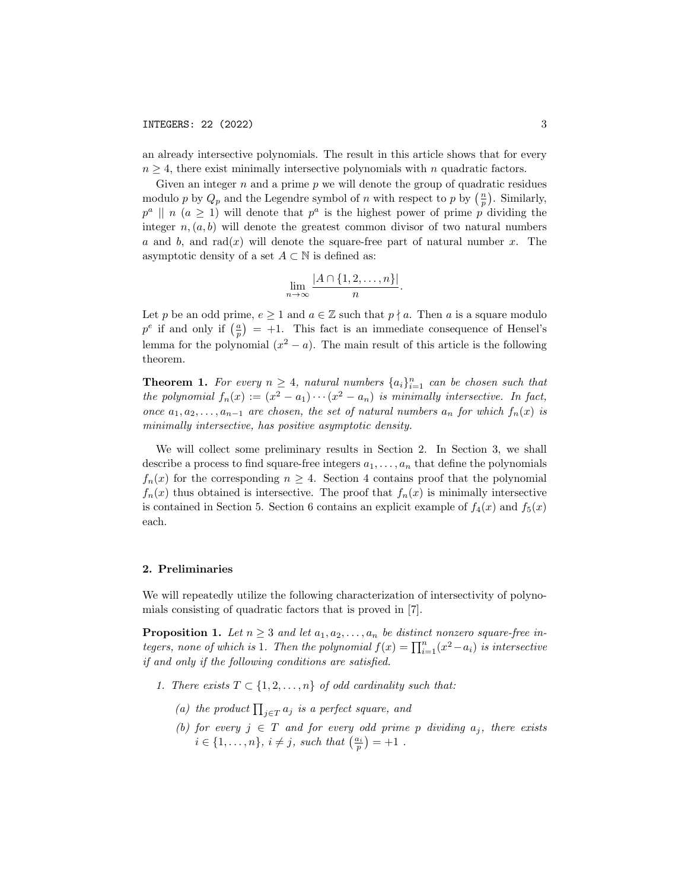an already intersective polynomials. The result in this article shows that for every $n \geq 4$, there exist minimally intersective polynomials with $n$ quadratic factors.

Given an integer $n$ and a prime $p$ we will denote the group of quadratic residues modulo $p$ by $Q_p$ and the Legendre symbol of $n$ with respect to $p$ by $\left(\frac{n}{p}\right)$. Similarly, $p^a \parallel n$ $(a \geq 1)$ will denote that $p^a$ is the highest power of prime $p$ dividing the integer $n, (a, b)$ will denote the greatest common divisor of two natural numbers $a$ and $b$, and $\text{rad}(x)$ will denote the square-free part of natural number $x$. The asymptotic density of a set $A \subset \mathbb{N}$ is defined as:

$$\lim_{n \to \infty} \frac{|A \cap \{1, 2, \ldots, n\}|}{n}.$$

Let $p$ be an odd prime, $e \geq 1$ and $a \in \mathbb{Z}$ such that $p \nmid a$. Then $a$ is a square modulo $p^e$ if and only if $\left(\frac{a}{p}\right) = +1$. This fact is an immediate consequence of Hensel's lemma for the polynomial $(x^2 - a)$. The main result of this article is the following theorem.

**Theorem 1.** *For every $n \geq 4$, natural numbers $\{a_i\}_{i=1}^n$ can be chosen such that the polynomial $f_n(x) := (x^2 - a_1) \cdots (x^2 - a_n)$ is minimally intersective. In fact, once $a_1, a_2, \ldots, a_{n-1}$ are chosen, the set of natural numbers $a_n$ for which $f_n(x)$ is minimally intersective, has positive asymptotic density.*

We will collect some preliminary results in Section 2. In Section 3, we shall describe a process to find square-free integers $a_1, \ldots, a_n$ that define the polynomials $f_n(x)$ for the corresponding $n \geq 4$. Section 4 contains proof that the polynomial $f_n(x)$ thus obtained is intersective. The proof that $f_n(x)$ is minimally intersective is contained in Section 5. Section 6 contains an explicit example of $f_4(x)$ and $f_5(x)$ each.

## 2. Preliminaries

We will repeatedly utilize the following characterization of intersectivity of polynomials consisting of quadratic factors that is proved in [7].

**Proposition 1.** *Let $n \geq 3$ and let $a_1, a_2, \ldots, a_n$ be distinct nonzero square-free integers, none of which is 1. Then the polynomial $f(x) = \prod_{i=1}^n (x^2 - a_i)$ is intersective if and only if the following conditions are satisfied.*

1. *There exists $T \subset \{1, 2, \ldots, n\}$ of odd cardinality such that:*
   
   *(a) the product $\prod_{j \in T} a_j$ is a perfect square, and*
   
   *(b) for every $j \in T$ and for every odd prime $p$ dividing $a_j$, there exists $i \in \{1, \ldots, n\}$, $i \neq j$, such that $\left(\frac{a_i}{p}\right) = +1$ .*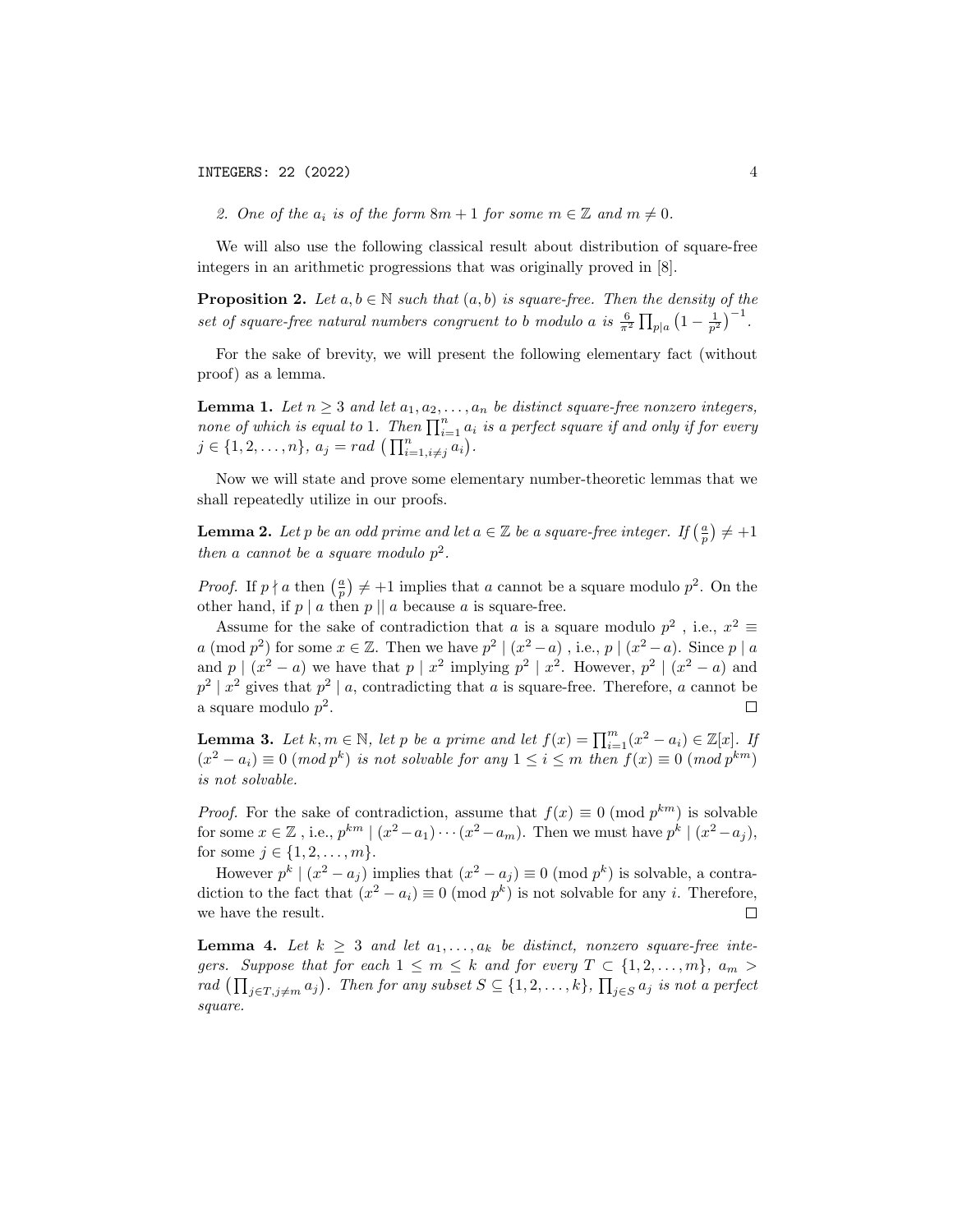2. *One of the $a_i$ is of the form $8m + 1$ for some $m \in \mathbb{Z}$ and $m \neq 0$.*

We will also use the following classical result about distribution of square-free integers in an arithmetic progressions that was originally proved in [8].

**Proposition 2.** *Let $a, b \in \mathbb{N}$ such that $(a, b)$ is square-free. Then the density of the set of square-free natural numbers congruent to $b$ modulo $a$ is $\frac{6}{\pi^2} \prod_{p|a} \left(1 - \frac{1}{p^2}\right)^{-1}$.*

For the sake of brevity, we will present the following elementary fact (without proof) as a lemma.

**Lemma 1.** *Let $n \geq 3$ and let $a_1, a_2, \ldots, a_n$ be distinct square-free nonzero integers, none of which is equal to 1. Then $\prod_{i=1}^{n} a_i$ is a perfect square if and only if for every $j \in \{1, 2, \ldots, n\}$, $a_j = rad\left(\prod_{i=1, i\neq j}^{n} a_i\right)$.*

Now we will state and prove some elementary number-theoretic lemmas that we shall repeatedly utilize in our proofs.

**Lemma 2.** *Let $p$ be an odd prime and let $a \in \mathbb{Z}$ be a square-free integer. If $\left(\frac{a}{p}\right) \neq +1$ then $a$ cannot be a square modulo $p^2$.*

*Proof.* If $p \nmid a$ then $\left(\frac{a}{p}\right) \neq +1$ implies that $a$ cannot be a square modulo $p^2$. On the other hand, if $p \mid a$ then $p \mid\mid a$ because $a$ is square-free.

Assume for the sake of contradiction that $a$ is a square modulo $p^2$ , i.e., $x^2 \equiv a \pmod{p^2}$ for some $x \in \mathbb{Z}$. Then we have $p^2 \mid (x^2 - a)$ , i.e., $p \mid (x^2 - a)$. Since $p \mid a$ and $p \mid (x^2 - a)$ we have that $p \mid x^2$ implying $p^2 \mid x^2$. However, $p^2 \mid (x^2 - a)$ and $p^2 \mid x^2$ gives that $p^2 \mid a$, contradicting that $a$ is square-free. Therefore, $a$ cannot be a square modulo $p^2$. $\square$

**Lemma 3.** *Let $k, m \in \mathbb{N}$, let $p$ be a prime and let $f(x) = \prod_{i=1}^{m}(x^2 - a_i) \in \mathbb{Z}[x]$. If $(x^2 - a_i) \equiv 0 \pmod{p^k}$ is not solvable for any $1 \leq i \leq m$ then $f(x) \equiv 0 \pmod{p^{km}}$ is not solvable.*

*Proof.* For the sake of contradiction, assume that $f(x) \equiv 0 \pmod{p^{km}}$ is solvable for some $x \in \mathbb{Z}$ , i.e., $p^{km} \mid (x^2 - a_1)\cdots(x^2 - a_m)$. Then we must have $p^k \mid (x^2 - a_j)$, for some $j \in \{1, 2, \ldots, m\}$.

However $p^k \mid (x^2 - a_j)$ implies that $(x^2 - a_j) \equiv 0 \pmod{p^k}$ is solvable, a contradiction to the fact that $(x^2 - a_i) \equiv 0 \pmod{p^k}$ is not solvable for any $i$. Therefore, we have the result. $\square$

**Lemma 4.** *Let $k \geq 3$ and let $a_1, \ldots, a_k$ be distinct, nonzero square-free integers. Suppose that for each $1 \leq m \leq k$ and for every $T \subset \{1, 2, \ldots, m\}$, $a_m > rad\left(\prod_{j\in T, j\neq m} a_j\right)$. Then for any subset $S \subseteq \{1, 2, \ldots, k\}$, $\prod_{j\in S} a_j$ is not a perfect square.*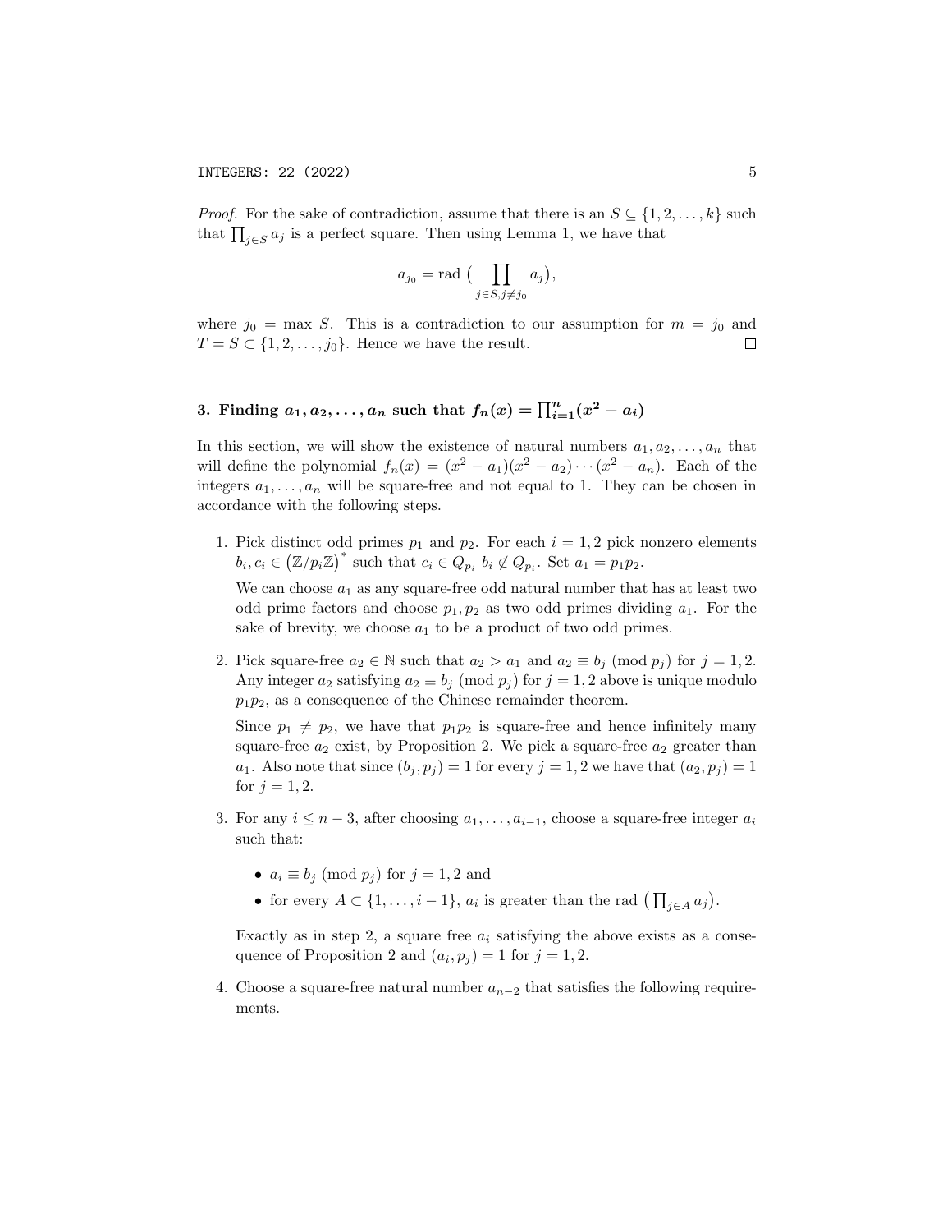*Proof.* For the sake of contradiction, assume that there is an $S \subseteq \{1, 2, \ldots, k\}$ such that $\prod_{j \in S} a_j$ is a perfect square. Then using Lemma 1, we have that

$$a_{j_0} = \text{rad}\,\Big(\prod_{j \in S, j \neq j_0} a_j\Big),$$

where $j_0 = \max S$. This is a contradiction to our assumption for $m = j_0$ and $T = S \subset \{1, 2, \ldots, j_0\}$. Hence we have the result. $\square$

## 3. Finding $a_1, a_2, \ldots, a_n$ such that $f_n(x) = \prod_{i=1}^{n}(x^2 - a_i)$

In this section, we will show the existence of natural numbers $a_1, a_2, \ldots, a_n$ that will define the polynomial $f_n(x) = (x^2 - a_1)(x^2 - a_2)\cdots(x^2 - a_n)$. Each of the integers $a_1, \ldots, a_n$ will be square-free and not equal to 1. They can be chosen in accordance with the following steps.

1. Pick distinct odd primes $p_1$ and $p_2$. For each $i = 1, 2$ pick nonzero elements $b_i, c_i \in (\mathbb{Z}/p_i\mathbb{Z})^*$ such that $c_i \in Q_{p_i}$ $b_i \notin Q_{p_i}$. Set $a_1 = p_1 p_2$.

   We can choose $a_1$ as any square-free odd natural number that has at least two odd prime factors and choose $p_1, p_2$ as two odd primes dividing $a_1$. For the sake of brevity, we choose $a_1$ to be a product of two odd primes.

2. Pick square-free $a_2 \in \mathbb{N}$ such that $a_2 > a_1$ and $a_2 \equiv b_j \pmod{p_j}$ for $j = 1, 2$. Any integer $a_2$ satisfying $a_2 \equiv b_j \pmod{p_j}$ for $j = 1, 2$ above is unique modulo $p_1 p_2$, as a consequence of the Chinese remainder theorem.

   Since $p_1 \neq p_2$, we have that $p_1 p_2$ is square-free and hence infinitely many square-free $a_2$ exist, by Proposition 2. We pick a square-free $a_2$ greater than $a_1$. Also note that since $(b_j, p_j) = 1$ for every $j = 1, 2$ we have that $(a_2, p_j) = 1$ for $j = 1, 2$.

3. For any $i \leq n - 3$, after choosing $a_1, \ldots, a_{i-1}$, choose a square-free integer $a_i$ such that:

   - $a_i \equiv b_j \pmod{p_j}$ for $j = 1, 2$ and
   - for every $A \subset \{1, \ldots, i - 1\}$, $a_i$ is greater than the rad $\big(\prod_{j \in A} a_j\big)$.

   Exactly as in step 2, a square free $a_i$ satisfying the above exists as a consequence of Proposition 2 and $(a_i, p_j) = 1$ for $j = 1, 2$.

4. Choose a square-free natural number $a_{n-2}$ that satisfies the following requirements.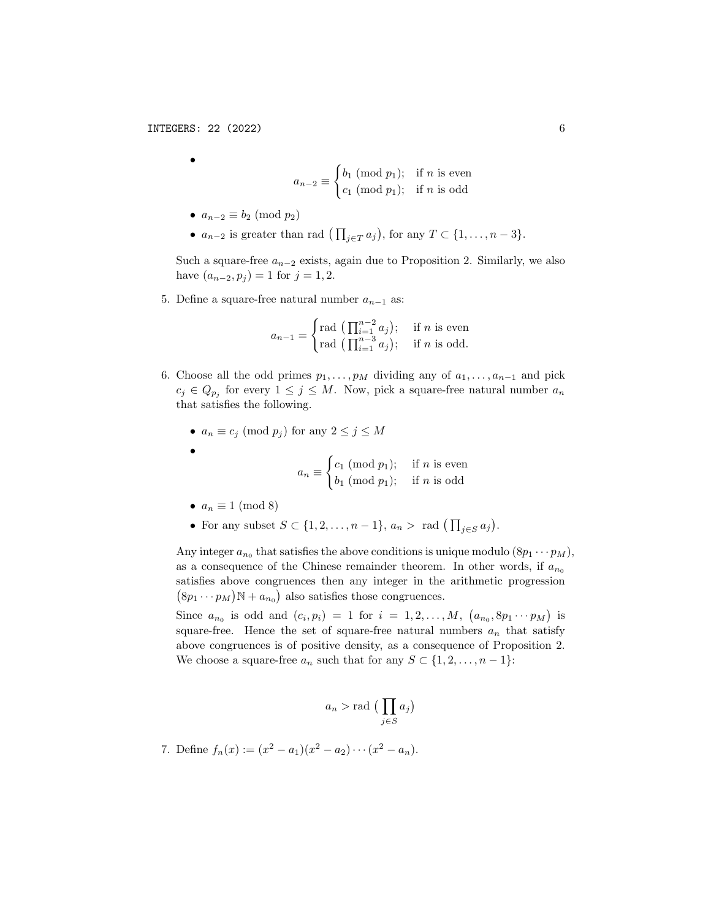- $$a_{n-2} \equiv \begin{cases} b_1 \pmod{p_1}; & \text{if } n \text{ is even} \\ c_1 \pmod{p_1}; & \text{if } n \text{ is odd} \end{cases}$$
- $a_{n-2} \equiv b_2 \pmod{p_2}$
- $a_{n-2}$ is greater than rad $\big(\prod_{j \in T} a_j\big)$, for any $T \subset \{1, \ldots, n-3\}$.

  Such a square-free $a_{n-2}$ exists, again due to Proposition 2. Similarly, we also have $(a_{n-2}, p_j) = 1$ for $j = 1, 2$.

5. Define a square-free natural number $a_{n-1}$ as:

$$a_{n-1} = \begin{cases} \text{rad } \big(\prod_{i=1}^{n-2} a_j\big); & \text{if } n \text{ is even} \\ \text{rad } \big(\prod_{i=1}^{n-3} a_j\big); & \text{if } n \text{ is odd.} \end{cases}$$

6. Choose all the odd primes $p_1, \ldots, p_M$ dividing any of $a_1, \ldots, a_{n-1}$ and pick $c_j \in Q_{p_j}$ for every $1 \leq j \leq M$. Now, pick a square-free natural number $a_n$ that satisfies the following.

   - $a_n \equiv c_j \pmod{p_j}$ for any $2 \leq j \leq M$
   - $$a_n \equiv \begin{cases} c_1 \pmod{p_1}; & \text{if } n \text{ is even} \\ b_1 \pmod{p_1}; & \text{if } n \text{ is odd} \end{cases}$$
   - $a_n \equiv 1 \pmod 8$
   - For any subset $S \subset \{1, 2, \ldots, n-1\}$, $a_n >$ rad $\big(\prod_{j \in S} a_j\big)$.

   Any integer $a_{n_0}$ that satisfies the above conditions is unique modulo $(8p_1 \cdots p_M)$, as a consequence of the Chinese remainder theorem. In other words, if $a_{n_0}$ satisfies above congruences then any integer in the arithmetic progression $\big(8p_1 \cdots p_M\big)\mathbb{N} + a_{n_0}\big)$ also satisfies those congruences.

   Since $a_{n_0}$ is odd and $(c_i, p_i) = 1$ for $i = 1, 2, \ldots, M$, $\big(a_{n_0}, 8p_1 \cdots p_M\big)$ is square-free. Hence the set of square-free natural numbers $a_n$ that satisfy above congruences is of positive density, as a consequence of Proposition 2. We choose a square-free $a_n$ such that for any $S \subset \{1, 2, \ldots, n-1\}$:

$$a_n > \text{rad } \big(\prod_{j \in S} a_j\big)$$

7. Define $f_n(x) := (x^2 - a_1)(x^2 - a_2) \cdots (x^2 - a_n)$.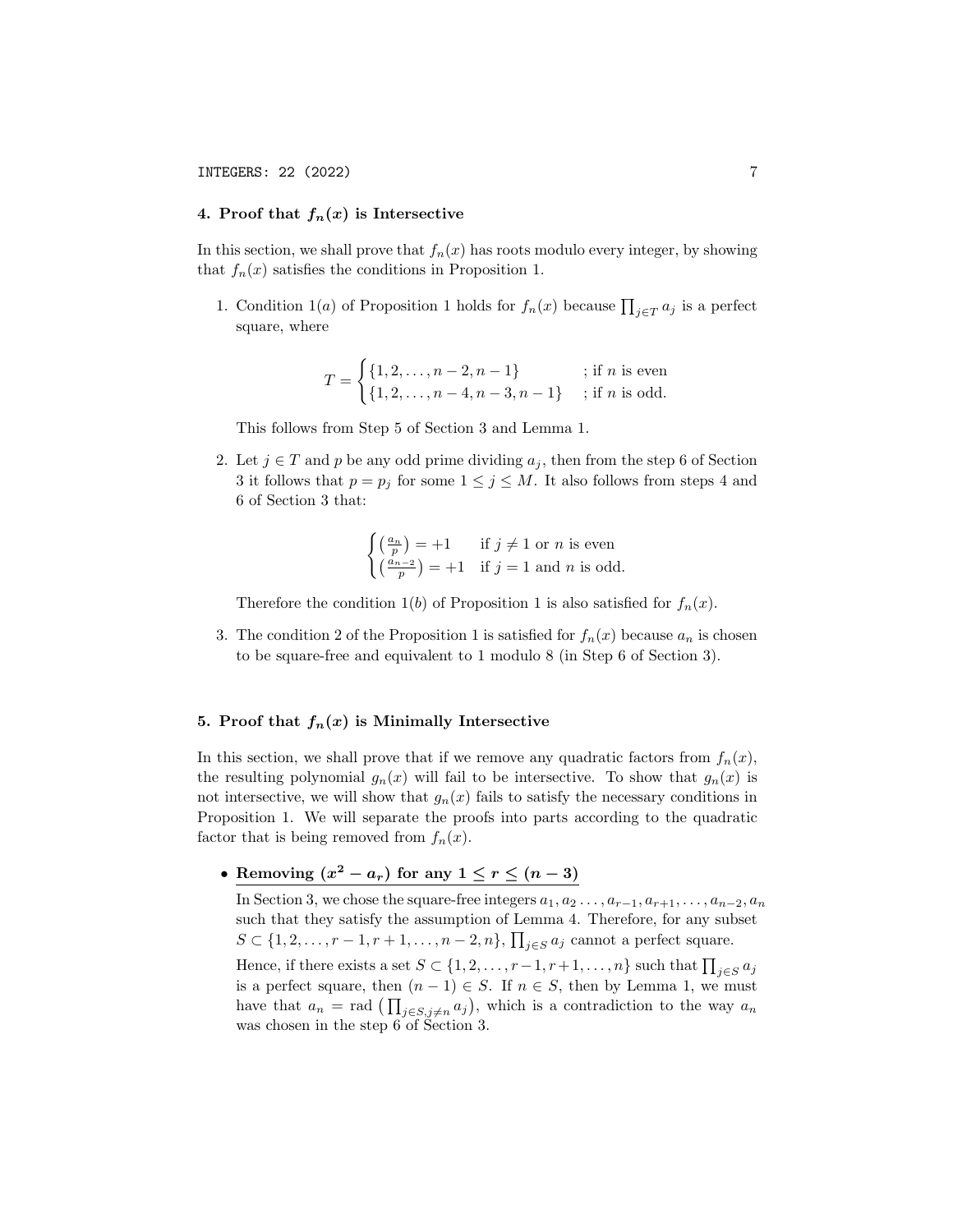## 4. Proof that $f_n(x)$ is Intersective

In this section, we shall prove that $f_n(x)$ has roots modulo every integer, by showing that $f_n(x)$ satisfies the conditions in Proposition 1.

1. Condition $1(a)$ of Proposition 1 holds for $f_n(x)$ because $\prod_{j \in T} a_j$ is a perfect square, where

$$T = \begin{cases} \{1, 2, \ldots, n-2, n-1\} & \text{; if } n \text{ is even} \\ \{1, 2, \ldots, n-4, n-3, n-1\} & \text{; if } n \text{ is odd.} \end{cases}$$

   This follows from Step 5 of Section 3 and Lemma 1.

2. Let $j \in T$ and $p$ be any odd prime dividing $a_j$, then from the step 6 of Section 3 it follows that $p = p_j$ for some $1 \leq j \leq M$. It also follows from steps 4 and 6 of Section 3 that:

$$\begin{cases} \left(\frac{a_n}{p}\right) = +1 & \text{if } j \neq 1 \text{ or } n \text{ is even} \\ \left(\frac{a_{n-2}}{p}\right) = +1 & \text{if } j = 1 \text{ and } n \text{ is odd.} \end{cases}$$

   Therefore the condition $1(b)$ of Proposition 1 is also satisfied for $f_n(x)$.

3. The condition 2 of the Proposition 1 is satisfied for $f_n(x)$ because $a_n$ is chosen to be square-free and equivalent to 1 modulo 8 (in Step 6 of Section 3).

## 5. Proof that $f_n(x)$ is Minimally Intersective

In this section, we shall prove that if we remove any quadratic factors from $f_n(x)$, the resulting polynomial $g_n(x)$ will fail to be intersective. To show that $g_n(x)$ is not intersective, we will show that $g_n(x)$ fails to satisfy the necessary conditions in Proposition 1. We will separate the proofs into parts according to the quadratic factor that is being removed from $f_n(x)$.

- **Removing $(x^2 - a_r)$ for any $1 \leq r \leq (n-3)$**

  In Section 3, we chose the square-free integers $a_1, a_2 \ldots, a_{r-1}, a_{r+1}, \ldots, a_{n-2}, a_n$ such that they satisfy the assumption of Lemma 4. Therefore, for any subset $S \subset \{1, 2, \ldots, r-1, r+1, \ldots, n-2, n\}$, $\prod_{j \in S} a_j$ cannot a perfect square.

  Hence, if there exists a set $S \subset \{1, 2, \ldots, r-1, r+1, \ldots, n\}$ such that $\prod_{j \in S} a_j$ is a perfect square, then $(n-1) \in S$. If $n \in S$, then by Lemma 1, we must have that $a_n = \text{rad}\left(\prod_{j \in S, j \neq n} a_j\right)$, which is a contradiction to the way $a_n$ was chosen in the step 6 of Section 3.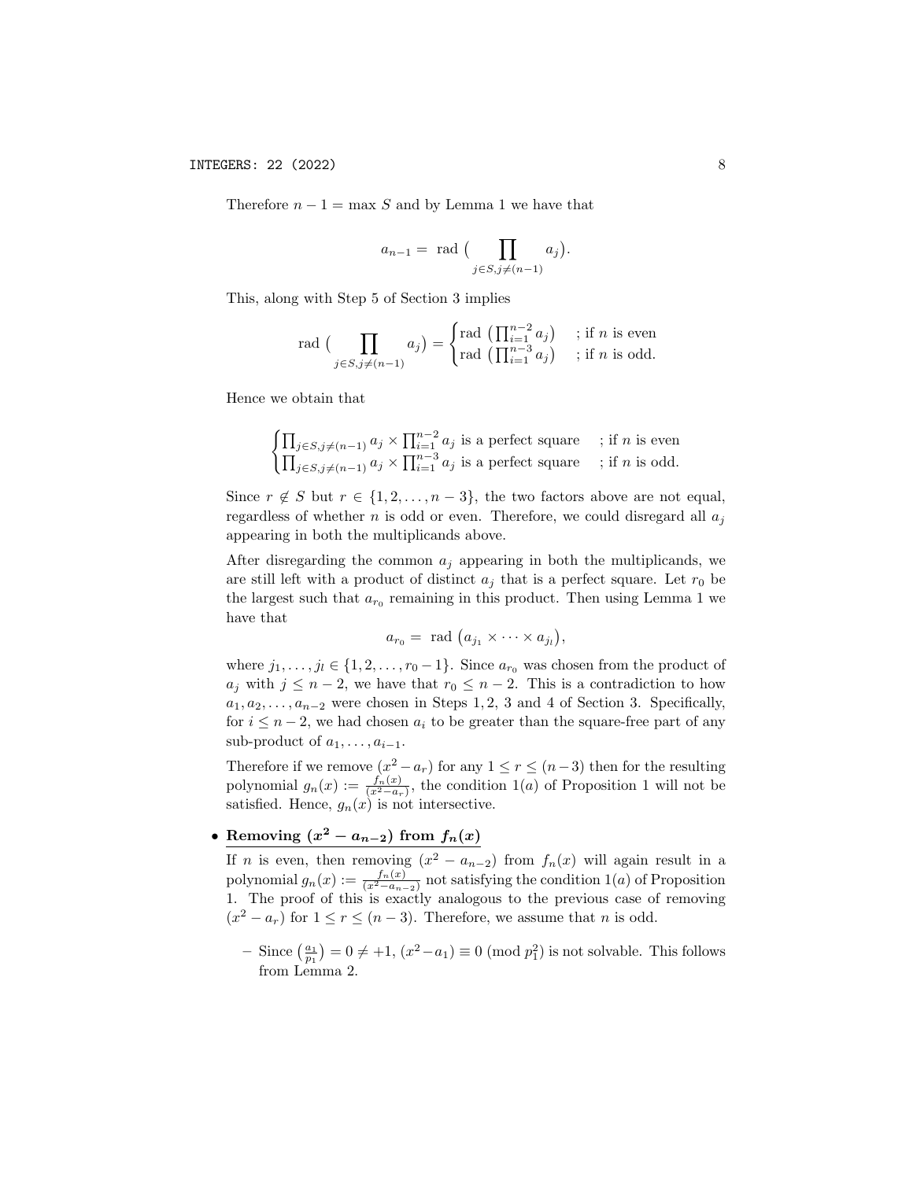Therefore $n-1 = \max S$ and by Lemma 1 we have that

$$a_{n-1} = \text{ rad } \big( \prod_{j \in S, j \neq (n-1)} a_j \big).$$

This, along with Step 5 of Section 3 implies

$$\text{rad } \big( \prod_{j \in S, j \neq (n-1)} a_j \big) = \begin{cases} \text{rad } \left( \prod_{i=1}^{n-2} a_j \right) & ; \text{if } n \text{ is even} \\ \text{rad } \left( \prod_{i=1}^{n-3} a_j \right) & ; \text{if } n \text{ is odd.} \end{cases}$$

Hence we obtain that

$$\begin{cases} \prod_{j \in S, j \neq (n-1)} a_j \times \prod_{i=1}^{n-2} a_j \text{ is a perfect square} & ; \text{if } n \text{ is even} \\ \prod_{j \in S, j \neq (n-1)} a_j \times \prod_{i=1}^{n-3} a_j \text{ is a perfect square} & ; \text{if } n \text{ is odd.} \end{cases}$$

Since $r \notin S$ but $r \in \{1, 2, \ldots, n-3\}$, the two factors above are not equal, regardless of whether $n$ is odd or even. Therefore, we could disregard all $a_j$ appearing in both the multiplicands above.

After disregarding the common $a_j$ appearing in both the multiplicands, we are still left with a product of distinct $a_j$ that is a perfect square. Let $r_0$ be the largest such that $a_{r_0}$ remaining in this product. Then using Lemma 1 we have that

$$a_{r_0} = \text{ rad } \left( a_{j_1} \times \cdots \times a_{j_l} \right),$$

where $j_1, \ldots, j_l \in \{1, 2, \ldots, r_0 - 1\}$. Since $a_{r_0}$ was chosen from the product of $a_j$ with $j \leq n-2$, we have that $r_0 \leq n-2$. This is a contradiction to how $a_1, a_2, \ldots, a_{n-2}$ were chosen in Steps 1, 2, 3 and 4 of Section 3. Specifically, for $i \leq n-2$, we had chosen $a_i$ to be greater than the square-free part of any sub-product of $a_1, \ldots, a_{i-1}$.

Therefore if we remove $(x^2 - a_r)$ for any $1 \leq r \leq (n-3)$ then for the resulting polynomial $g_n(x) := \frac{f_n(x)}{(x^2 - a_r)}$, the condition $1(a)$ of Proposition 1 will not be satisfied. Hence, $g_n(x)$ is not intersective.

- **Removing $(x^2 - a_{n-2})$ from $f_n(x)$**

  If $n$ is even, then removing $(x^2 - a_{n-2})$ from $f_n(x)$ will again result in a polynomial $g_n(x) := \frac{f_n(x)}{(x^2 - a_{n-2})}$ not satisfying the condition $1(a)$ of Proposition 1. The proof of this is exactly analogous to the previous case of removing $(x^2 - a_r)$ for $1 \leq r \leq (n-3)$. Therefore, we assume that $n$ is odd.

  - Since $\left( \frac{a_1}{p_1} \right) = 0 \neq +1$, $(x^2 - a_1) \equiv 0 \pmod{p_1^2}$ is not solvable. This follows from Lemma 2.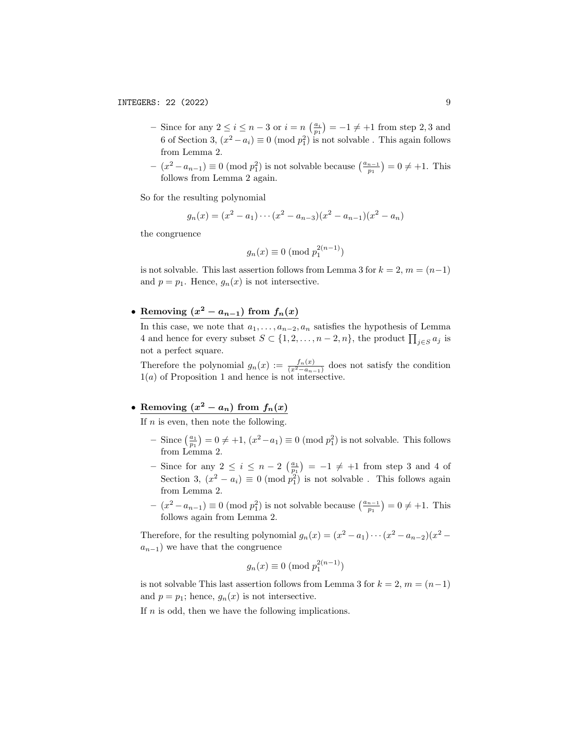- Since for any $2 \leq i \leq n-3$ or $i = n$ $\left(\frac{a_i}{p_1}\right) = -1 \neq +1$ from step 2, 3 and 6 of Section 3, $(x^2 - a_i) \equiv 0 \pmod{p_1^2}$ is not solvable . This again follows from Lemma 2.
- $(x^2 - a_{n-1}) \equiv 0 \pmod{p_1^2}$ is not solvable because $\left(\frac{a_{n-1}}{p_1}\right) = 0 \neq +1$. This follows from Lemma 2 again.

So for the resulting polynomial

$$g_n(x) = (x^2 - a_1) \cdots (x^2 - a_{n-3})(x^2 - a_{n-1})(x^2 - a_n)$$

the congruence

$$g_n(x) \equiv 0 \pmod{p_1^{2(n-1)}}$$

is not solvable. This last assertion follows from Lemma 3 for $k = 2$, $m = (n-1)$ and $p = p_1$. Hence, $g_n(x)$ is not intersective.

- **Removing $(x^2 - a_{n-1})$ from $f_n(x)$**

  In this case, we note that $a_1, \ldots, a_{n-2}, a_n$ satisfies the hypothesis of Lemma 4 and hence for every subset $S \subset \{1, 2, \ldots, n-2, n\}$, the product $\prod_{j \in S} a_j$ is not a perfect square.

  Therefore the polynomial $g_n(x) := \frac{f_n(x)}{(x^2 - a_{n-1})}$ does not satisfy the condition $1(a)$ of Proposition 1 and hence is not intersective.

- **Removing $(x^2 - a_n)$ from $f_n(x)$**

  If $n$ is even, then note the following.

  - Since $\left(\frac{a_1}{p_1}\right) = 0 \neq +1$, $(x^2 - a_1) \equiv 0 \pmod{p_1^2}$ is not solvable. This follows from Lemma 2.
  - Since for any $2 \leq i \leq n-2$ $\left(\frac{a_1}{p_1}\right) = -1 \neq +1$ from step 3 and 4 of Section 3, $(x^2 - a_i) \equiv 0 \pmod{p_1^2}$ is not solvable . This follows again from Lemma 2.
  - $(x^2 - a_{n-1}) \equiv 0 \pmod{p_1^2}$ is not solvable because $\left(\frac{a_{n-1}}{p_1}\right) = 0 \neq +1$. This follows again from Lemma 2.

  Therefore, for the resulting polynomial $g_n(x) = (x^2 - a_1) \cdots (x^2 - a_{n-2})(x^2 - a_{n-1})$ we have that the congruence

  $$g_n(x) \equiv 0 \pmod{p_1^{2(n-1)}}$$

  is not solvable This last assertion follows from Lemma 3 for $k = 2$, $m = (n-1)$ and $p = p_1$; hence, $g_n(x)$ is not intersective.

  If $n$ is odd, then we have the following implications.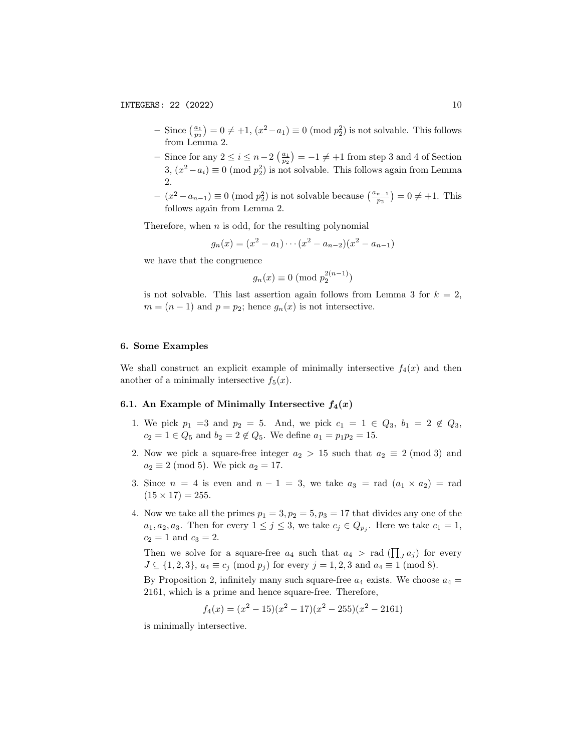- Since $\left(\frac{a_1}{p_2}\right) = 0 \neq +1$, $(x^2 - a_1) \equiv 0 \pmod{p_2^2}$ is not solvable. This follows from Lemma 2.
- Since for any $2 \leq i \leq n-2$ $\left(\frac{a_1}{p_2}\right) = -1 \neq +1$ from step 3 and 4 of Section 3, $(x^2 - a_i) \equiv 0 \pmod{p_2^2}$ is not solvable. This follows again from Lemma 2.
- $(x^2 - a_{n-1}) \equiv 0 \pmod{p_2^2}$ is not solvable because $\left(\frac{a_{n-1}}{p_2}\right) = 0 \neq +1$. This follows again from Lemma 2.

Therefore, when $n$ is odd, for the resulting polynomial

$$g_n(x) = (x^2 - a_1) \cdots (x^2 - a_{n-2})(x^2 - a_{n-1})$$

we have that the congruence

$$g_n(x) \equiv 0 \pmod{p_2^{2(n-1)}}$$

is not solvable. This last assertion again follows from Lemma 3 for $k = 2$, $m = (n-1)$ and $p = p_2$; hence $g_n(x)$ is not intersective.

## 6. Some Examples

We shall construct an explicit example of minimally intersective $f_4(x)$ and then another of a minimally intersective $f_5(x)$.

### 6.1. An Example of Minimally Intersective $f_4(x)$

1. We pick $p_1 = 3$ and $p_2 = 5$. And, we pick $c_1 = 1 \in Q_3$, $b_1 = 2 \notin Q_3$, $c_2 = 1 \in Q_5$ and $b_2 = 2 \notin Q_5$. We define $a_1 = p_1 p_2 = 15$.
2. Now we pick a square-free integer $a_2 > 15$ such that $a_2 \equiv 2 \pmod 3$ and $a_2 \equiv 2 \pmod 5$. We pick $a_2 = 17$.
3. Since $n = 4$ is even and $n - 1 = 3$, we take $a_3 = \text{rad}\ (a_1 \times a_2) = \text{rad}\ (15 \times 17) = 255$.
4. Now we take all the primes $p_1 = 3, p_2 = 5, p_3 = 17$ that divides any one of the $a_1, a_2, a_3$. Then for every $1 \leq j \leq 3$, we take $c_j \in Q_{p_j}$. Here we take $c_1 = 1$, $c_2 = 1$ and $c_3 = 2$.

   Then we solve for a square-free $a_4$ such that $a_4 > \text{rad}\ (\prod_J a_j)$ for every $J \subseteq \{1, 2, 3\}$, $a_4 \equiv c_j \pmod{p_j}$ for every $j = 1, 2, 3$ and $a_4 \equiv 1 \pmod 8$.

   By Proposition 2, infinitely many such square-free $a_4$ exists. We choose $a_4 = 2161$, which is a prime and hence square-free. Therefore,

   $$f_4(x) = (x^2 - 15)(x^2 - 17)(x^2 - 255)(x^2 - 2161)$$

   is minimally intersective.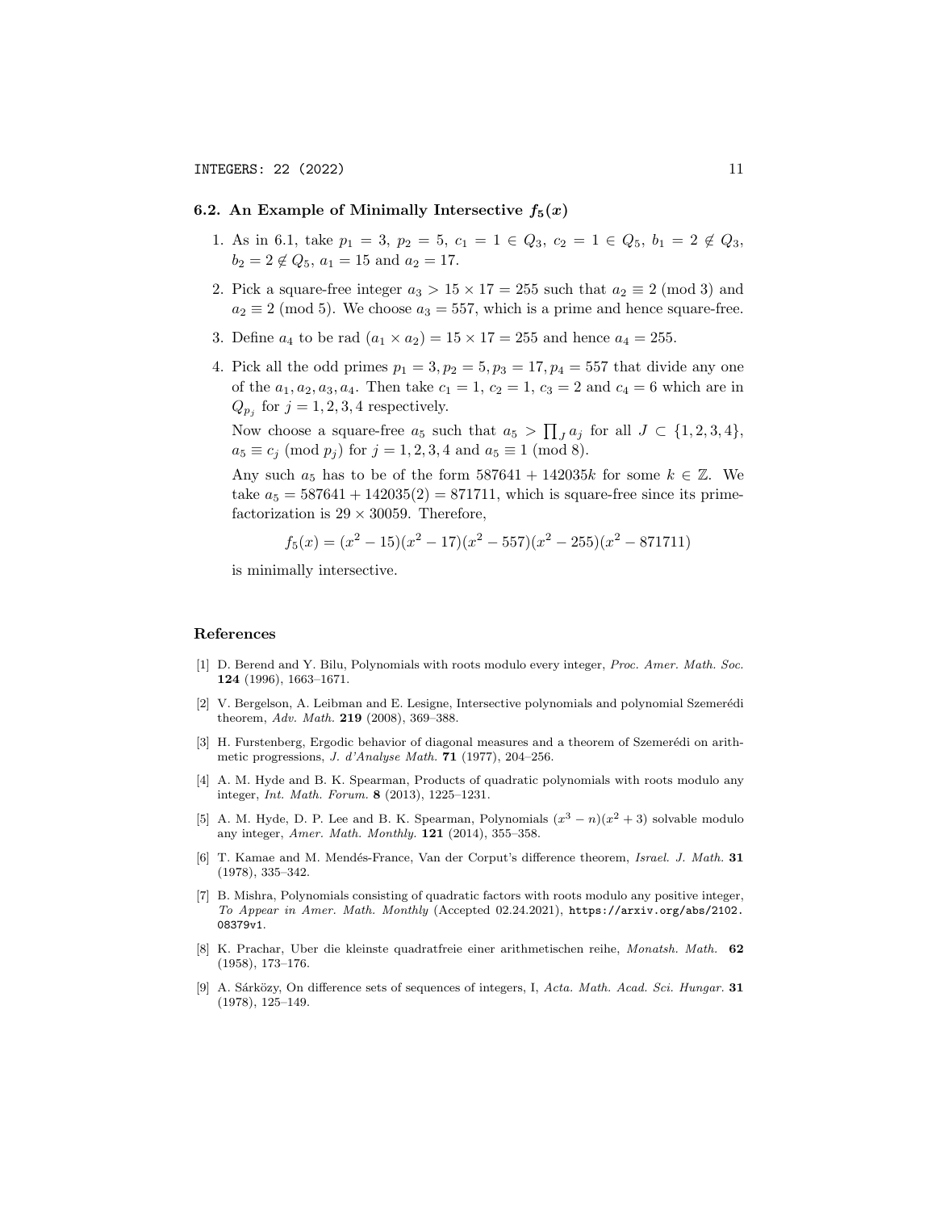### 6.2. An Example of Minimally Intersective $f_5(x)$

1. As in 6.1, take $p_1 = 3$, $p_2 = 5$, $c_1 = 1 \in Q_3$, $c_2 = 1 \in Q_5$, $b_1 = 2 \notin Q_3$, $b_2 = 2 \notin Q_5$, $a_1 = 15$ and $a_2 = 17$.

2. Pick a square-free integer $a_3 > 15 \times 17 = 255$ such that $a_2 \equiv 2 \pmod 3$ and $a_2 \equiv 2 \pmod 5$. We choose $a_3 = 557$, which is a prime and hence square-free.

3. Define $a_4$ to be rad $(a_1 \times a_2) = 15 \times 17 = 255$ and hence $a_4 = 255$.

4. Pick all the odd primes $p_1 = 3, p_2 = 5, p_3 = 17, p_4 = 557$ that divide any one of the $a_1, a_2, a_3, a_4$. Then take $c_1 = 1$, $c_2 = 1$, $c_3 = 2$ and $c_4 = 6$ which are in $Q_{p_j}$ for $j = 1, 2, 3, 4$ respectively.

   Now choose a square-free $a_5$ such that $a_5 > \prod_J a_j$ for all $J \subset \{1, 2, 3, 4\}$, $a_5 \equiv c_j \pmod{p_j}$ for $j = 1, 2, 3, 4$ and $a_5 \equiv 1 \pmod 8$.

   Any such $a_5$ has to be of the form $587641 + 142035k$ for some $k \in \mathbb{Z}$. We take $a_5 = 587641 + 142035(2) = 871711$, which is square-free since its prime-factorization is $29 \times 30059$. Therefore,

   $$f_5(x) = (x^2 - 15)(x^2 - 17)(x^2 - 557)(x^2 - 255)(x^2 - 871711)$$

   is minimally intersective.

## References

[1] D. Berend and Y. Bilu, Polynomials with roots modulo every integer, *Proc. Amer. Math. Soc.* **124** (1996), 1663–1671.

[2] V. Bergelson, A. Leibman and E. Lesigne, Intersective polynomials and polynomial Szemerédi theorem, *Adv. Math.* **219** (2008), 369–388.

[3] H. Furstenberg, Ergodic behavior of diagonal measures and a theorem of Szemerédi on arithmetic progressions, *J. d'Analyse Math.* **71** (1977), 204–256.

[4] A. M. Hyde and B. K. Spearman, Products of quadratic polynomials with roots modulo any integer, *Int. Math. Forum.* **8** (2013), 1225–1231.

[5] A. M. Hyde, D. P. Lee and B. K. Spearman, Polynomials $(x^3 - n)(x^2 + 3)$ solvable modulo any integer, *Amer. Math. Monthly.* **121** (2014), 355–358.

[6] T. Kamae and M. Mendés-France, Van der Corput's difference theorem, *Israel. J. Math.* **31** (1978), 335–342.

[7] B. Mishra, Polynomials consisting of quadratic factors with roots modulo any positive integer, *To Appear in Amer. Math. Monthly* (Accepted 02.24.2021), https://arxiv.org/abs/2102.08379v1.

[8] K. Prachar, Uber die kleinste quadratfreie einer arithmetischen reihe, *Monatsh. Math.* **62** (1958), 173–176.

[9] A. Sárközy, On difference sets of sequences of integers, I, *Acta. Math. Acad. Sci. Hungar.* **31** (1978), 125–149.